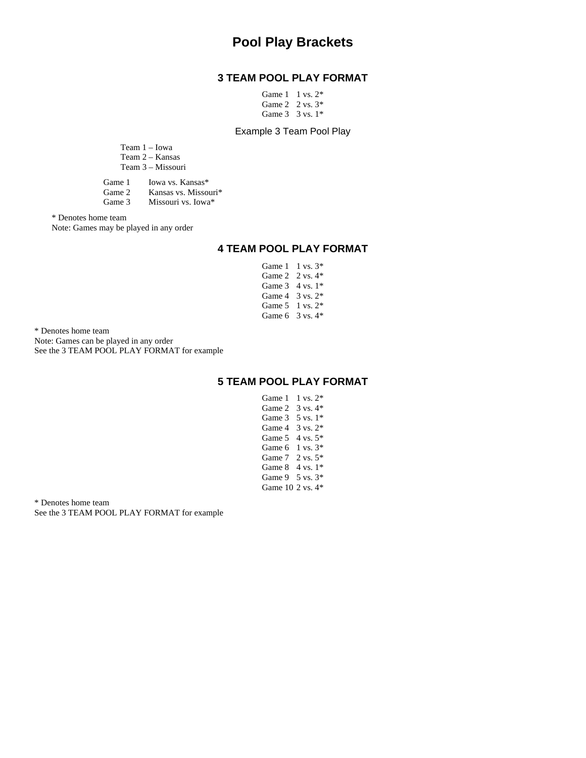# Pool Play Brackets

## 3 TEAM POOL PLAY FORMAT

Game 1 1 vs. 2*
Game 2 2 vs. 3*
Game 3 3 vs. 1*

### Example 3 Team Pool Play

Team 1 – Iowa
Team 2 – Kansas
Team 3 – Missouri

Game 1 Iowa vs. Kansas*
Game 2 Kansas vs. Missouri*
Game 3 Missouri vs. Iowa*

* Denotes home team
Note: Games may be played in any order

## 4 TEAM POOL PLAY FORMAT

Game 1 1 vs. 3*
Game 2 2 vs. 4*
Game 3 4 vs. 1*
Game 4 3 vs. 2*
Game 5 1 vs. 2*
Game 6 3 vs. 4*

* Denotes home team
Note: Games can be played in any order
See the 3 TEAM POOL PLAY FORMAT for example

## 5 TEAM POOL PLAY FORMAT

Game 1 1 vs. 2*
Game 2 3 vs. 4*
Game 3 5 vs. 1*
Game 4 3 vs. 2*
Game 5 4 vs. 5*
Game 6 1 vs. 3*
Game 7 2 vs. 5*
Game 8 4 vs. 1*
Game 9 5 vs. 3*
Game 10 2 vs. 4*

* Denotes home team
See the 3 TEAM POOL PLAY FORMAT for example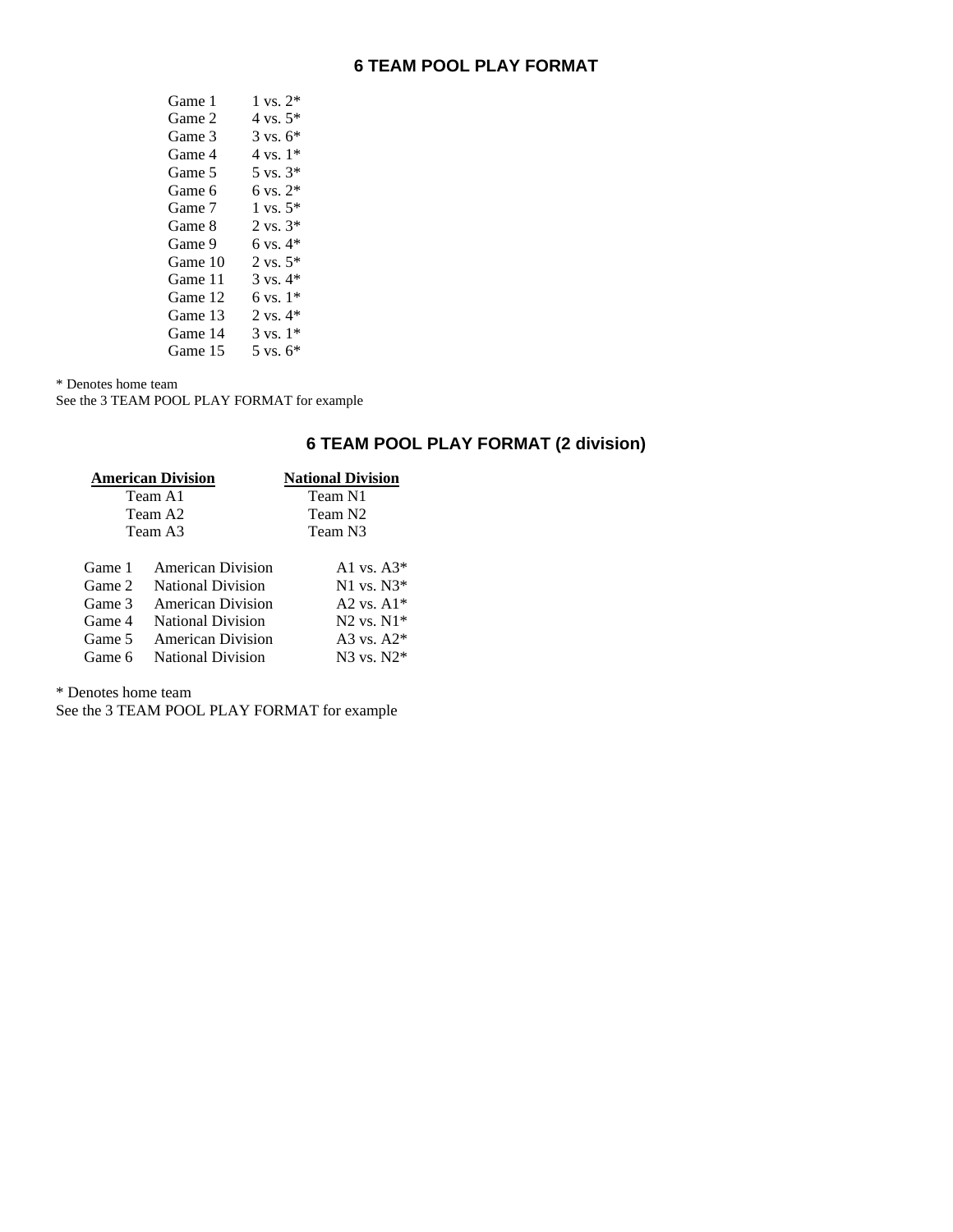## 6 TEAM POOL PLAY FORMAT

| Game | Matchup |
|---|---|
| Game 1 | 1 vs. 2* |
| Game 2 | 4 vs. 5* |
| Game 3 | 3 vs. 6* |
| Game 4 | 4 vs. 1* |
| Game 5 | 5 vs. 3* |
| Game 6 | 6 vs. 2* |
| Game 7 | 1 vs. 5* |
| Game 8 | 2 vs. 3* |
| Game 9 | 6 vs. 4* |
| Game 10 | 2 vs. 5* |
| Game 11 | 3 vs. 4* |
| Game 12 | 6 vs. 1* |
| Game 13 | 2 vs. 4* |
| Game 14 | 3 vs. 1* |
| Game 15 | 5 vs. 6* |

\* Denotes home team
See the 3 TEAM POOL PLAY FORMAT for example

## 6 TEAM POOL PLAY FORMAT (2 division)

| **American Division** | **National Division** |
|---|---|
| Team A1 | Team N1 |
| Team A2 | Team N2 |
| Team A3 | Team N3 |

| Game | Division | Matchup |
|---|---|---|
| Game 1 | American Division | A1 vs. A3* |
| Game 2 | National Division | N1 vs. N3* |
| Game 3 | American Division | A2 vs. A1* |
| Game 4 | National Division | N2 vs. N1* |
| Game 5 | American Division | A3 vs. A2* |
| Game 6 | National Division | N3 vs. N2* |

\* Denotes home team
See the 3 TEAM POOL PLAY FORMAT for example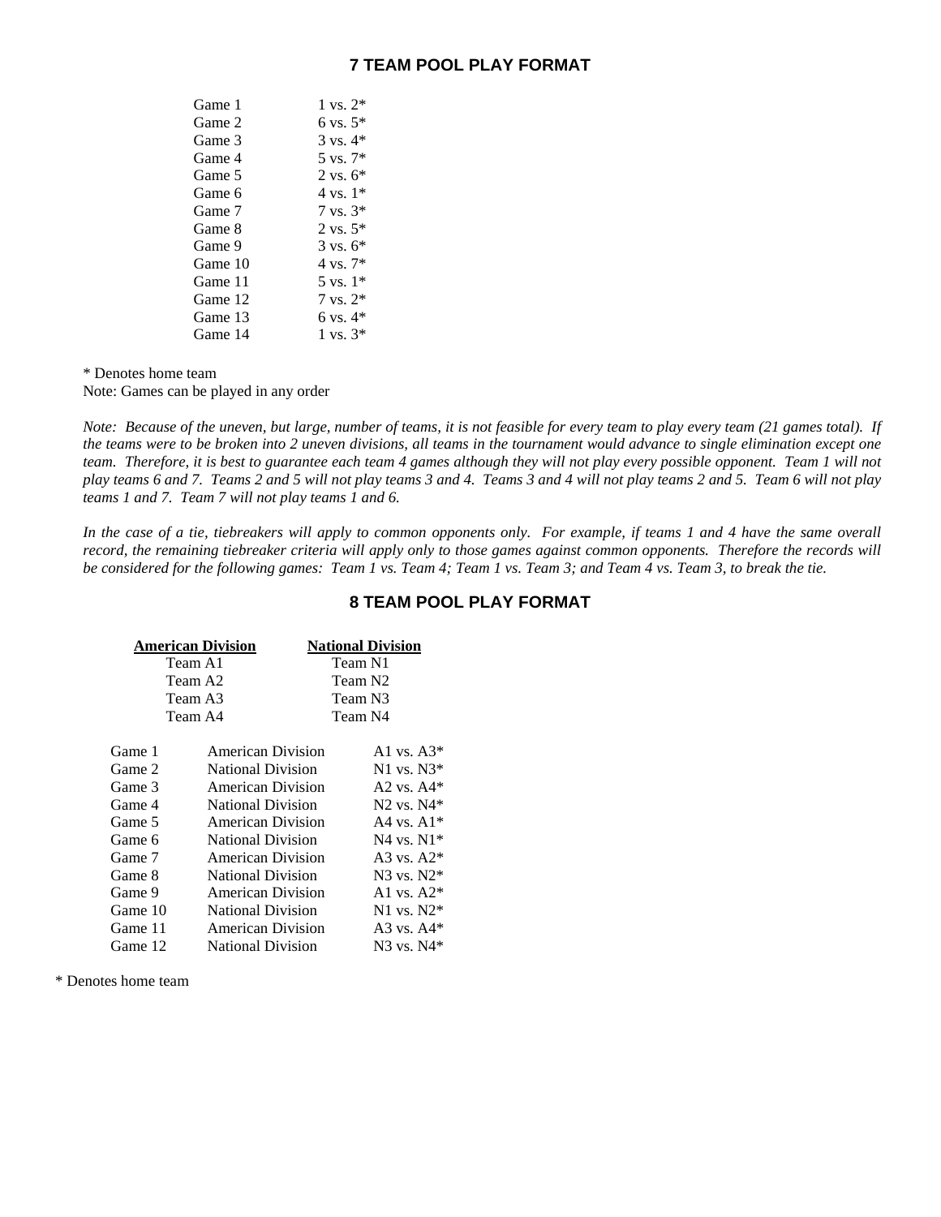## 7 TEAM POOL PLAY FORMAT

| | |
|---|---|
| Game 1 | 1 vs. 2* |
| Game 2 | 6 vs. 5* |
| Game 3 | 3 vs. 4* |
| Game 4 | 5 vs. 7* |
| Game 5 | 2 vs. 6* |
| Game 6 | 4 vs. 1* |
| Game 7 | 7 vs. 3* |
| Game 8 | 2 vs. 5* |
| Game 9 | 3 vs. 6* |
| Game 10 | 4 vs. 7* |
| Game 11 | 5 vs. 1* |
| Game 12 | 7 vs. 2* |
| Game 13 | 6 vs. 4* |
| Game 14 | 1 vs. 3* |

\* Denotes home team
Note: Games can be played in any order

*Note: Because of the uneven, but large, number of teams, it is not feasible for every team to play every team (21 games total). If the teams were to be broken into 2 uneven divisions, all teams in the tournament would advance to single elimination except one team. Therefore, it is best to guarantee each team 4 games although they will not play every possible opponent. Team 1 will not play teams 6 and 7. Teams 2 and 5 will not play teams 3 and 4. Teams 3 and 4 will not play teams 2 and 5. Team 6 will not play teams 1 and 7. Team 7 will not play teams 1 and 6.*

*In the case of a tie, tiebreakers will apply to common opponents only. For example, if teams 1 and 4 have the same overall record, the remaining tiebreaker criteria will apply only to those games against common opponents. Therefore the records will be considered for the following games: Team 1 vs. Team 4; Team 1 vs. Team 3; and Team 4 vs. Team 3, to break the tie.*

## 8 TEAM POOL PLAY FORMAT

| **American Division** | **National Division** |
|---|---|
| Team A1 | Team N1 |
| Team A2 | Team N2 |
| Team A3 | Team N3 |
| Team A4 | Team N4 |

| | | |
|---|---|---|
| Game 1 | American Division | A1 vs. A3* |
| Game 2 | National Division | N1 vs. N3* |
| Game 3 | American Division | A2 vs. A4* |
| Game 4 | National Division | N2 vs. N4* |
| Game 5 | American Division | A4 vs. A1* |
| Game 6 | National Division | N4 vs. N1* |
| Game 7 | American Division | A3 vs. A2* |
| Game 8 | National Division | N3 vs. N2* |
| Game 9 | American Division | A1 vs. A2* |
| Game 10 | National Division | N1 vs. N2* |
| Game 11 | American Division | A3 vs. A4* |
| Game 12 | National Division | N3 vs. N4* |

\* Denotes home team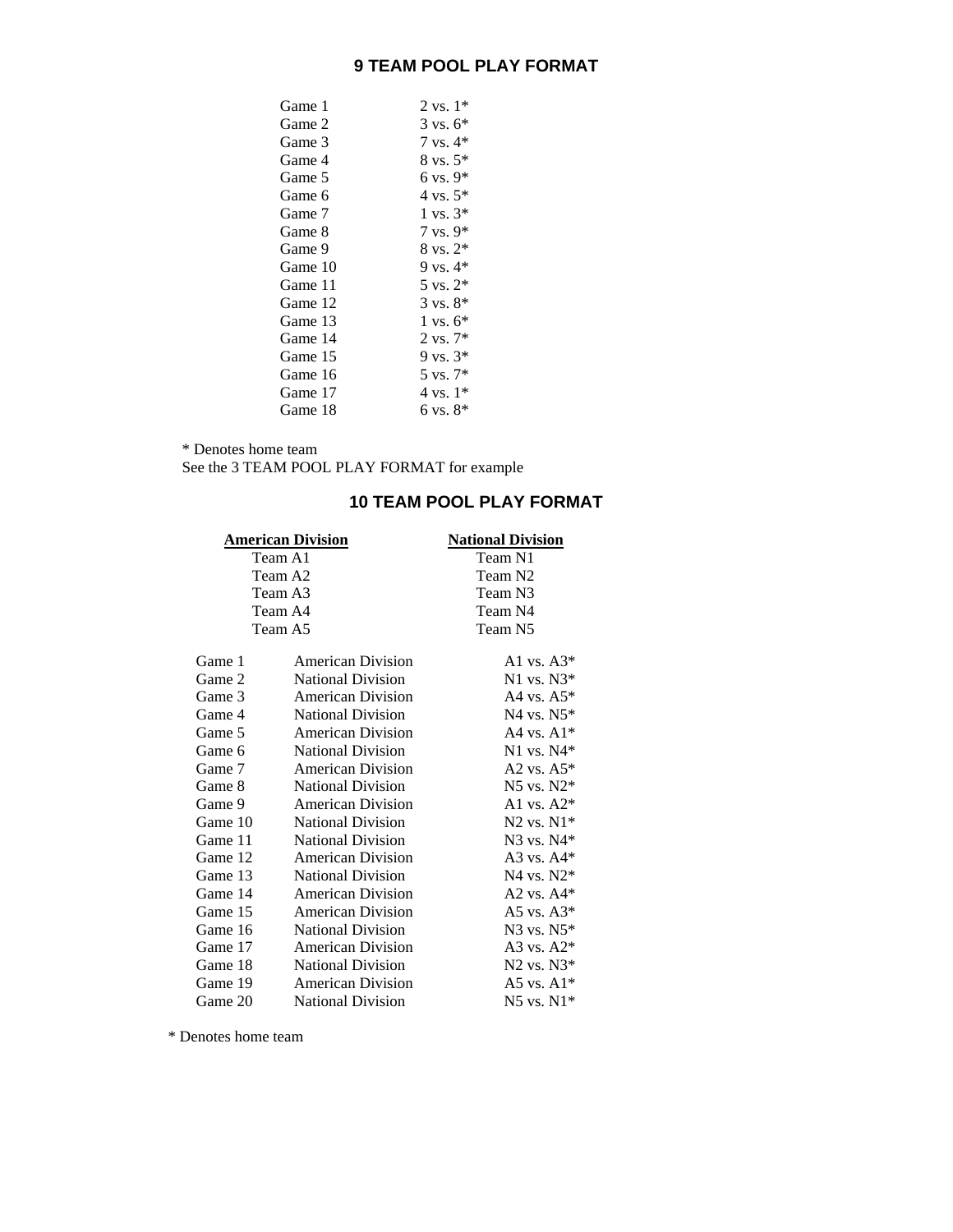## 9 TEAM POOL PLAY FORMAT

| | |
|---|---|
| Game 1 | 2 vs. 1* |
| Game 2 | 3 vs. 6* |
| Game 3 | 7 vs. 4* |
| Game 4 | 8 vs. 5* |
| Game 5 | 6 vs. 9* |
| Game 6 | 4 vs. 5* |
| Game 7 | 1 vs. 3* |
| Game 8 | 7 vs. 9* |
| Game 9 | 8 vs. 2* |
| Game 10 | 9 vs. 4* |
| Game 11 | 5 vs. 2* |
| Game 12 | 3 vs. 8* |
| Game 13 | 1 vs. 6* |
| Game 14 | 2 vs. 7* |
| Game 15 | 9 vs. 3* |
| Game 16 | 5 vs. 7* |
| Game 17 | 4 vs. 1* |
| Game 18 | 6 vs. 8* |

* Denotes home team
See the 3 TEAM POOL PLAY FORMAT for example

## 10 TEAM POOL PLAY FORMAT

| **American Division** | **National Division** |
|---|---|
| Team A1 | Team N1 |
| Team A2 | Team N2 |
| Team A3 | Team N3 |
| Team A4 | Team N4 |
| Team A5 | Team N5 |

| | | |
|---|---|---|
| Game 1 | American Division | A1 vs. A3* |
| Game 2 | National Division | N1 vs. N3* |
| Game 3 | American Division | A4 vs. A5* |
| Game 4 | National Division | N4 vs. N5* |
| Game 5 | American Division | A4 vs. A1* |
| Game 6 | National Division | N1 vs. N4* |
| Game 7 | American Division | A2 vs. A5* |
| Game 8 | National Division | N5 vs. N2* |
| Game 9 | American Division | A1 vs. A2* |
| Game 10 | National Division | N2 vs. N1* |
| Game 11 | National Division | N3 vs. N4* |
| Game 12 | American Division | A3 vs. A4* |
| Game 13 | National Division | N4 vs. N2* |
| Game 14 | American Division | A2 vs. A4* |
| Game 15 | American Division | A5 vs. A3* |
| Game 16 | National Division | N3 vs. N5* |
| Game 17 | American Division | A3 vs. A2* |
| Game 18 | National Division | N2 vs. N3* |
| Game 19 | American Division | A5 vs. A1* |
| Game 20 | National Division | N5 vs. N1* |

* Denotes home team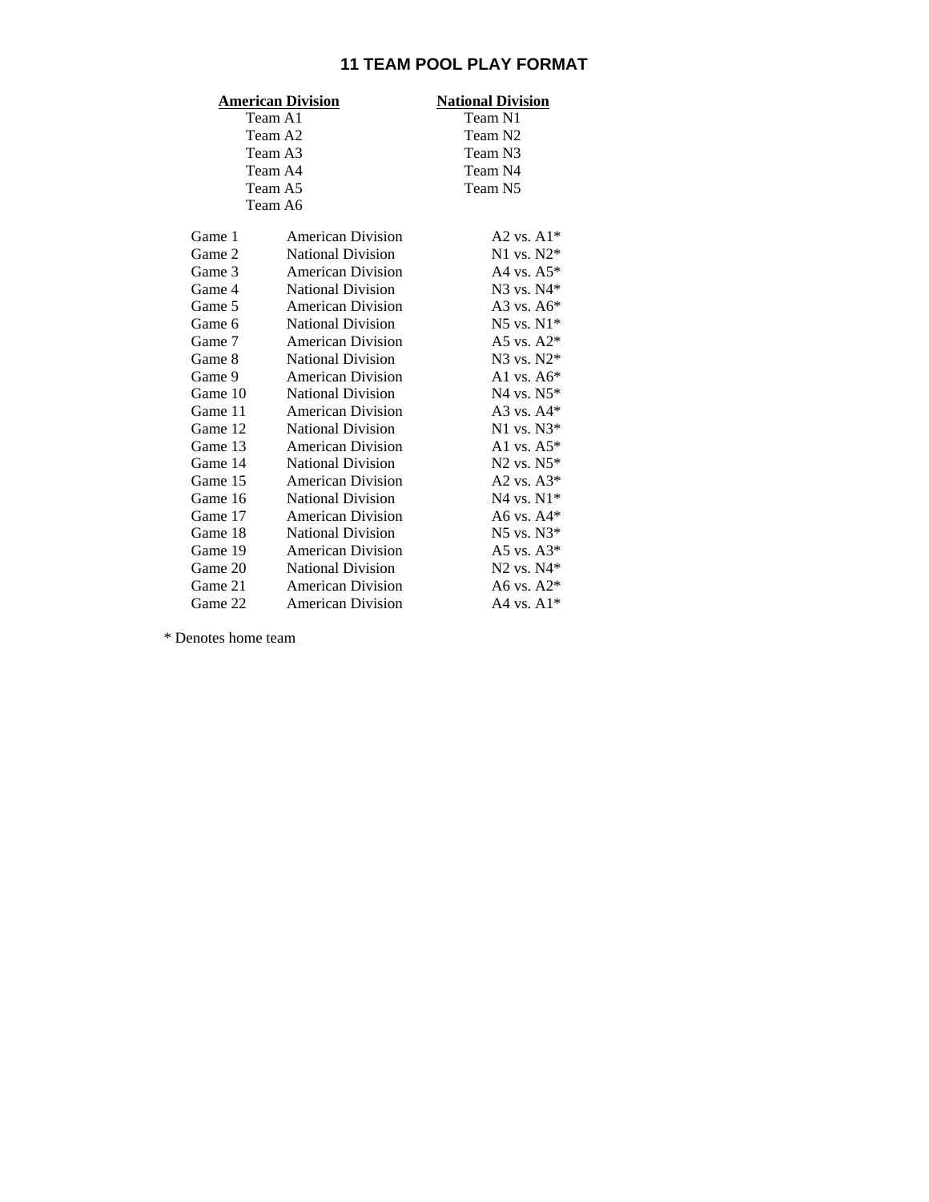# 11 TEAM POOL PLAY FORMAT

| **American Division** | **National Division** |
|---|---|
| Team A1 | Team N1 |
| Team A2 | Team N2 |
| Team A3 | Team N3 |
| Team A4 | Team N4 |
| Team A5 | Team N5 |
| Team A6 | |

| | | |
|---|---|---|
| Game 1 | American Division | A2 vs. A1* |
| Game 2 | National Division | N1 vs. N2* |
| Game 3 | American Division | A4 vs. A5* |
| Game 4 | National Division | N3 vs. N4* |
| Game 5 | American Division | A3 vs. A6* |
| Game 6 | National Division | N5 vs. N1* |
| Game 7 | American Division | A5 vs. A2* |
| Game 8 | National Division | N3 vs. N2* |
| Game 9 | American Division | A1 vs. A6* |
| Game 10 | National Division | N4 vs. N5* |
| Game 11 | American Division | A3 vs. A4* |
| Game 12 | National Division | N1 vs. N3* |
| Game 13 | American Division | A1 vs. A5* |
| Game 14 | National Division | N2 vs. N5* |
| Game 15 | American Division | A2 vs. A3* |
| Game 16 | National Division | N4 vs. N1* |
| Game 17 | American Division | A6 vs. A4* |
| Game 18 | National Division | N5 vs. N3* |
| Game 19 | American Division | A5 vs. A3* |
| Game 20 | National Division | N2 vs. N4* |
| Game 21 | American Division | A6 vs. A2* |
| Game 22 | American Division | A4 vs. A1* |

* Denotes home team